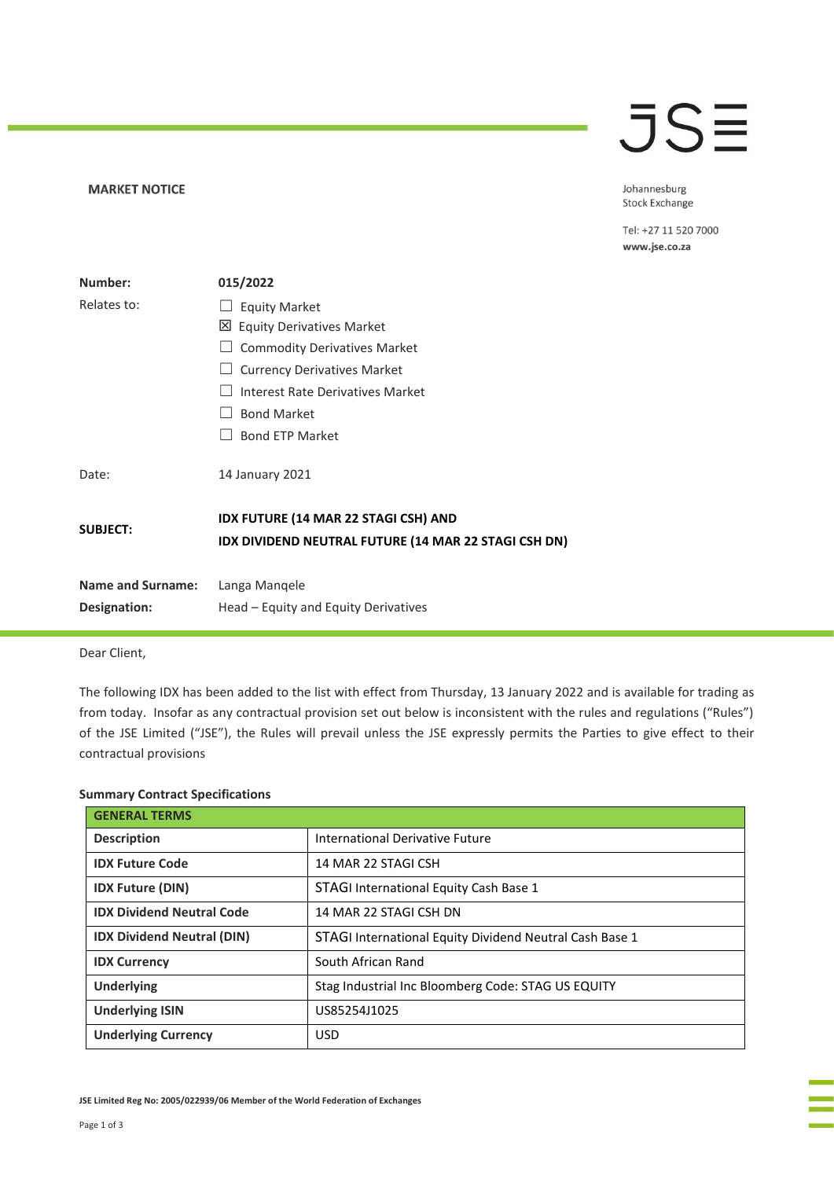**MARKET NOTICE**

JSE

Johannesburg Stock Exchange

Tel: +27 11 520 7000
www.jse.co.za

| | |
|---|---|
| **Number:** | **015/2022** |
| Relates to: | ☐ Equity Market<br>☒ Equity Derivatives Market<br>☐ Commodity Derivatives Market<br>☐ Currency Derivatives Market<br>☐ Interest Rate Derivatives Market<br>☐ Bond Market<br>☐ Bond ETP Market |
| Date: | 14 January 2021 |
| **SUBJECT:** | **IDX FUTURE (14 MAR 22 STAGI CSH) AND IDX DIVIDEND NEUTRAL FUTURE (14 MAR 22 STAGI CSH DN)** |
| **Name and Surname:** | Langa Manqele |
| **Designation:** | Head – Equity and Equity Derivatives |

Dear Client,

The following IDX has been added to the list with effect from Thursday, 13 January 2022 and is available for trading as from today. Insofar as any contractual provision set out below is inconsistent with the rules and regulations ("Rules") of the JSE Limited ("JSE"), the Rules will prevail unless the JSE expressly permits the Parties to give effect to their contractual provisions

**Summary Contract Specifications**

| **GENERAL TERMS** | |
|---|---|
| **Description** | International Derivative Future |
| **IDX Future Code** | 14 MAR 22 STAGI CSH |
| **IDX Future (DIN)** | STAGI International Equity Cash Base 1 |
| **IDX Dividend Neutral Code** | 14 MAR 22 STAGI CSH DN |
| **IDX Dividend Neutral (DIN)** | STAGI International Equity Dividend Neutral Cash Base 1 |
| **IDX Currency** | South African Rand |
| **Underlying** | Stag Industrial Inc Bloomberg Code: STAG US EQUITY |
| **Underlying ISIN** | US85254J1025 |
| **Underlying Currency** | USD |

JSE Limited Reg No: 2005/022939/06 Member of the World Federation of Exchanges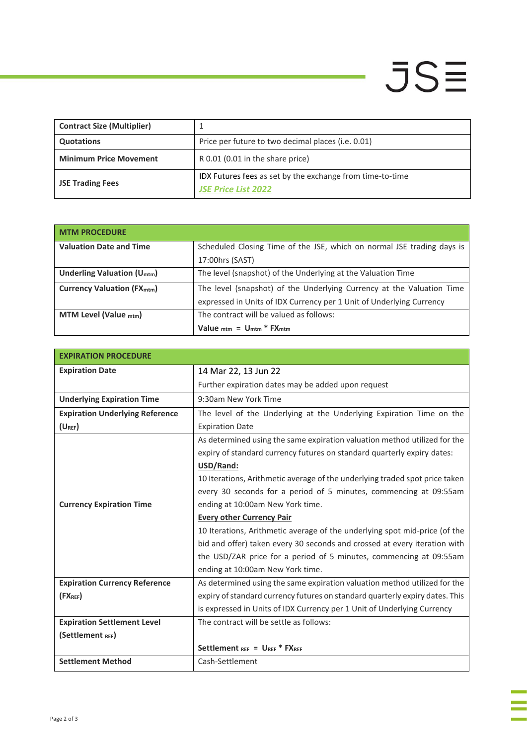| Contract Size (Multiplier) | 1 |
|---|---|
| **Quotations** | Price per future to two decimal places (i.e. 0.01) |
| **Minimum Price Movement** | R 0.01 (0.01 in the share price) |
| **JSE Trading Fees** | IDX Futures fees as set by the exchange from time-to-time *JSE Price List 2022* |

| MTM PROCEDURE | |
|---|---|
| **Valuation Date and Time** | Scheduled Closing Time of the JSE, which on normal JSE trading days is 17:00hrs (SAST) |
| **Underling Valuation ($U_{mtm}$)** | The level (snapshot) of the Underlying at the Valuation Time |
| **Currency Valuation ($FX_{mtm}$)** | The level (snapshot) of the Underlying Currency at the Valuation Time expressed in Units of IDX Currency per 1 Unit of Underlying Currency |
| **MTM Level (Value $_{mtm}$)** | The contract will be valued as follows: **$Value_{mtm} = U_{mtm} * FX_{mtm}$** |

| EXPIRATION PROCEDURE | |
|---|---|
| **Expiration Date** | 14 Mar 22, 13 Jun 22<br>Further expiration dates may be added upon request |
| **Underlying Expiration Time** | 9:30am New York Time |
| **Expiration Underlying Reference ($U_{REF}$)** | The level of the Underlying at the Underlying Expiration Time on the Expiration Date |
| **Currency Expiration Time** | As determined using the same expiration valuation method utilized for the expiry of standard currency futures on standard quarterly expiry dates:<br>**USD/Rand:**<br>10 Iterations, Arithmetic average of the underlying traded spot price taken every 30 seconds for a period of 5 minutes, commencing at 09:55am ending at 10:00am New York time.<br>**Every other Currency Pair**<br>10 Iterations, Arithmetic average of the underlying spot mid-price (of the bid and offer) taken every 30 seconds and crossed at every iteration with the USD/ZAR price for a period of 5 minutes, commencing at 09:55am ending at 10:00am New York time. |
| **Expiration Currency Reference ($FX_{REF}$)** | As determined using the same expiration valuation method utilized for the expiry of standard currency futures on standard quarterly expiry dates. This is expressed in Units of IDX Currency per 1 Unit of Underlying Currency |
| **Expiration Settlement Level (Settlement $_{REF}$)** | The contract will be settle as follows:<br><br>**$Settlement_{REF} = U_{REF} * FX_{REF}$** |
| **Settlement Method** | Cash-Settlement |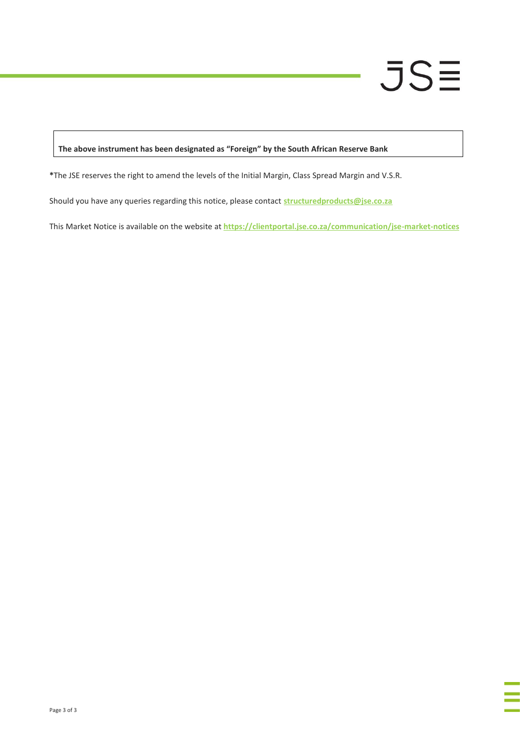**The above instrument has been designated as "Foreign" by the South African Reserve Bank**

**\***The JSE reserves the right to amend the levels of the Initial Margin, Class Spread Margin and V.S.R.

Should you have any queries regarding this notice, please contact **structuredproducts@jse.co.za**

This Market Notice is available on the website at **https://clientportal.jse.co.za/communication/jse-market-notices**